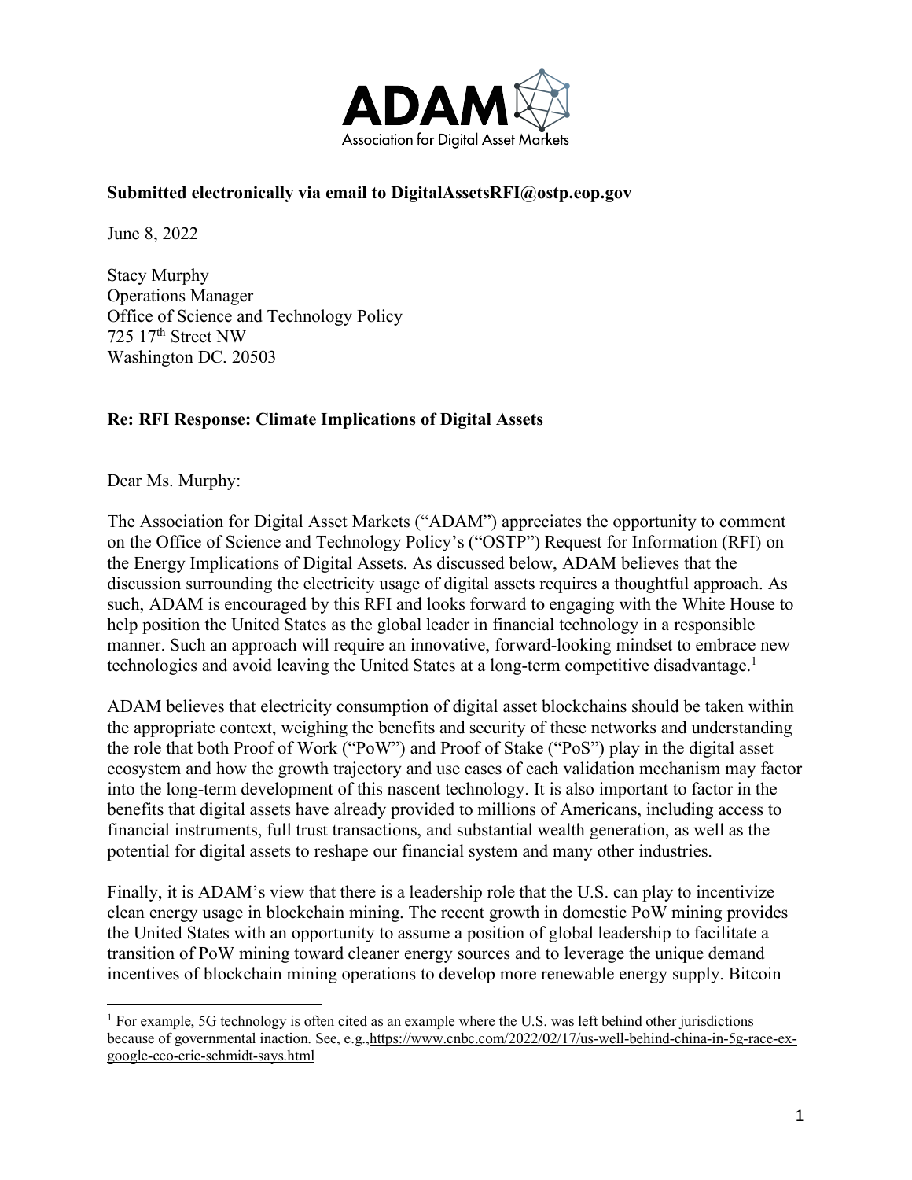**ADAM**
Association for Digital Asset Markets

**Submitted electronically via email to DigitalAssetsRFI@ostp.eop.gov**

June 8, 2022

Stacy Murphy
Operations Manager
Office of Science and Technology Policy
725 17th Street NW
Washington DC. 20503

**Re: RFI Response: Climate Implications of Digital Assets**

Dear Ms. Murphy:

The Association for Digital Asset Markets ("ADAM") appreciates the opportunity to comment on the Office of Science and Technology Policy's ("OSTP") Request for Information (RFI) on the Energy Implications of Digital Assets. As discussed below, ADAM believes that the discussion surrounding the electricity usage of digital assets requires a thoughtful approach. As such, ADAM is encouraged by this RFI and looks forward to engaging with the White House to help position the United States as the global leader in financial technology in a responsible manner. Such an approach will require an innovative, forward-looking mindset to embrace new technologies and avoid leaving the United States at a long-term competitive disadvantage.[1]

ADAM believes that electricity consumption of digital asset blockchains should be taken within the appropriate context, weighing the benefits and security of these networks and understanding the role that both Proof of Work ("PoW") and Proof of Stake ("PoS") play in the digital asset ecosystem and how the growth trajectory and use cases of each validation mechanism may factor into the long-term development of this nascent technology. It is also important to factor in the benefits that digital assets have already provided to millions of Americans, including access to financial instruments, full trust transactions, and substantial wealth generation, as well as the potential for digital assets to reshape our financial system and many other industries.

Finally, it is ADAM's view that there is a leadership role that the U.S. can play to incentivize clean energy usage in blockchain mining. The recent growth in domestic PoW mining provides the United States with an opportunity to assume a position of global leadership to facilitate a transition of PoW mining toward cleaner energy sources and to leverage the unique demand incentives of blockchain mining operations to develop more renewable energy supply. Bitcoin

---

[1] For example, 5G technology is often cited as an example where the U.S. was left behind other jurisdictions because of governmental inaction. See, e.g.,https://www.cnbc.com/2022/02/17/us-well-behind-china-in-5g-race-ex-google-ceo-eric-schmidt-says.html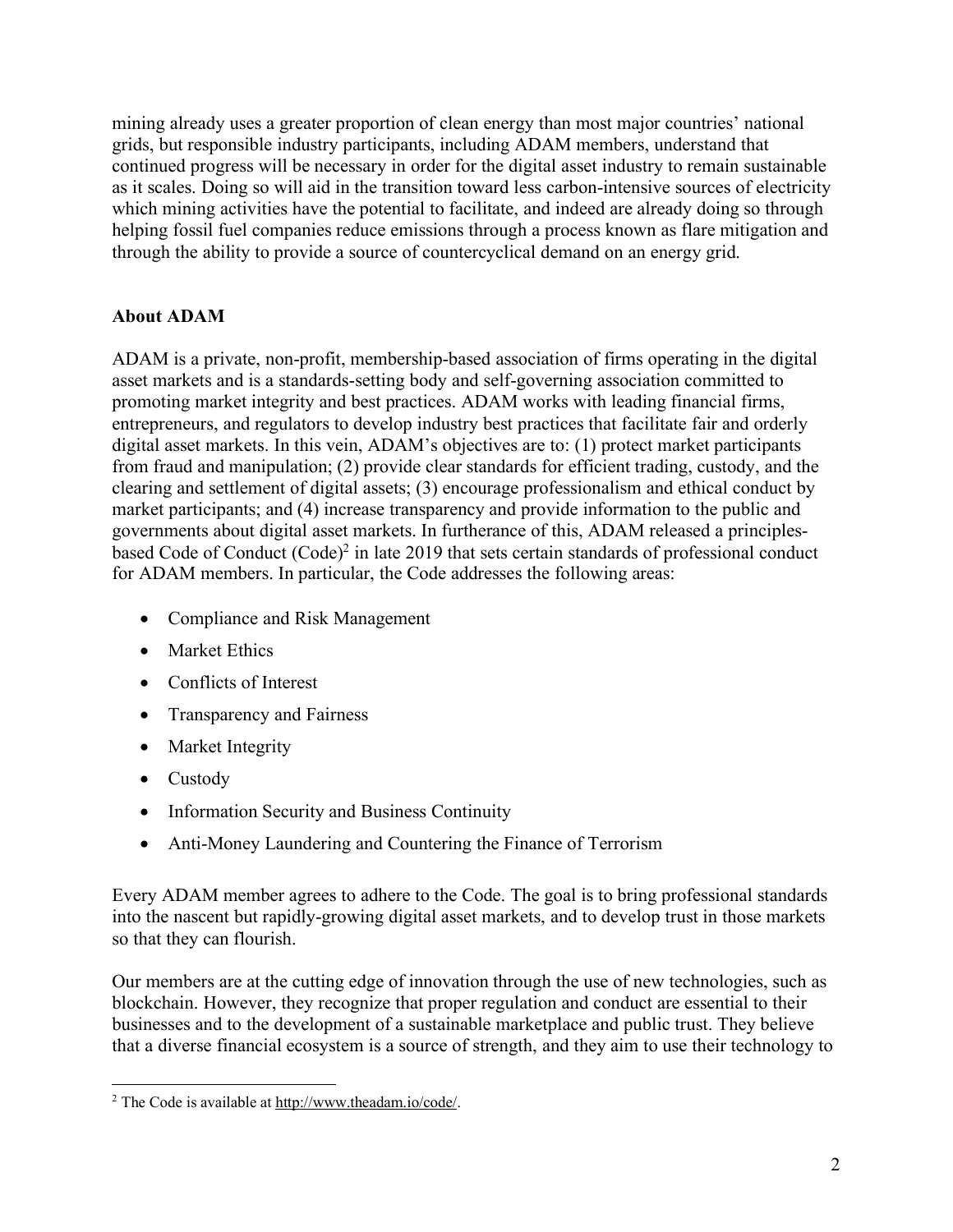mining already uses a greater proportion of clean energy than most major countries' national grids, but responsible industry participants, including ADAM members, understand that continued progress will be necessary in order for the digital asset industry to remain sustainable as it scales. Doing so will aid in the transition toward less carbon-intensive sources of electricity which mining activities have the potential to facilitate, and indeed are already doing so through helping fossil fuel companies reduce emissions through a process known as flare mitigation and through the ability to provide a source of countercyclical demand on an energy grid.

**About ADAM**

ADAM is a private, non-profit, membership-based association of firms operating in the digital asset markets and is a standards-setting body and self-governing association committed to promoting market integrity and best practices. ADAM works with leading financial firms, entrepreneurs, and regulators to develop industry best practices that facilitate fair and orderly digital asset markets. In this vein, ADAM's objectives are to: (1) protect market participants from fraud and manipulation; (2) provide clear standards for efficient trading, custody, and the clearing and settlement of digital assets; (3) encourage professionalism and ethical conduct by market participants; and (4) increase transparency and provide information to the public and governments about digital asset markets. In furtherance of this, ADAM released a principles-based Code of Conduct (Code)[2] in late 2019 that sets certain standards of professional conduct for ADAM members. In particular, the Code addresses the following areas:

- Compliance and Risk Management
- Market Ethics
- Conflicts of Interest
- Transparency and Fairness
- Market Integrity
- Custody
- Information Security and Business Continuity
- Anti-Money Laundering and Countering the Finance of Terrorism

Every ADAM member agrees to adhere to the Code. The goal is to bring professional standards into the nascent but rapidly-growing digital asset markets, and to develop trust in those markets so that they can flourish.

Our members are at the cutting edge of innovation through the use of new technologies, such as blockchain. However, they recognize that proper regulation and conduct are essential to their businesses and to the development of a sustainable marketplace and public trust. They believe that a diverse financial ecosystem is a source of strength, and they aim to use their technology to

[2] The Code is available at http://www.theadam.io/code/.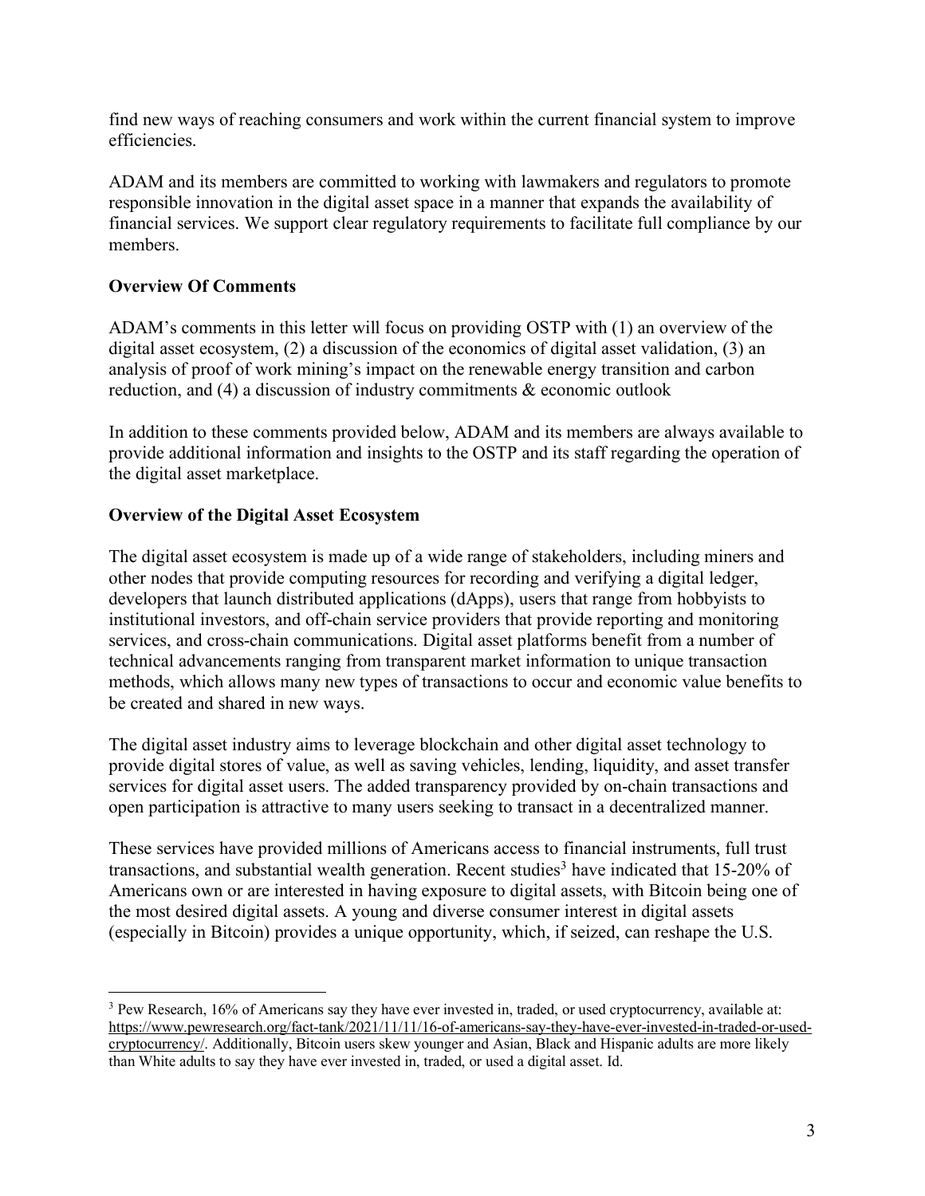find new ways of reaching consumers and work within the current financial system to improve efficiencies.

ADAM and its members are committed to working with lawmakers and regulators to promote responsible innovation in the digital asset space in a manner that expands the availability of financial services. We support clear regulatory requirements to facilitate full compliance by our members.

**Overview Of Comments**

ADAM's comments in this letter will focus on providing OSTP with (1) an overview of the digital asset ecosystem, (2) a discussion of the economics of digital asset validation, (3) an analysis of proof of work mining's impact on the renewable energy transition and carbon reduction, and (4) a discussion of industry commitments & economic outlook

In addition to these comments provided below, ADAM and its members are always available to provide additional information and insights to the OSTP and its staff regarding the operation of the digital asset marketplace.

**Overview of the Digital Asset Ecosystem**

The digital asset ecosystem is made up of a wide range of stakeholders, including miners and other nodes that provide computing resources for recording and verifying a digital ledger, developers that launch distributed applications (dApps), users that range from hobbyists to institutional investors, and off-chain service providers that provide reporting and monitoring services, and cross-chain communications. Digital asset platforms benefit from a number of technical advancements ranging from transparent market information to unique transaction methods, which allows many new types of transactions to occur and economic value benefits to be created and shared in new ways.

The digital asset industry aims to leverage blockchain and other digital asset technology to provide digital stores of value, as well as saving vehicles, lending, liquidity, and asset transfer services for digital asset users. The added transparency provided by on-chain transactions and open participation is attractive to many users seeking to transact in a decentralized manner.

These services have provided millions of Americans access to financial instruments, full trust transactions, and substantial wealth generation. Recent studies[3] have indicated that 15-20% of Americans own or are interested in having exposure to digital assets, with Bitcoin being one of the most desired digital assets. A young and diverse consumer interest in digital assets (especially in Bitcoin) provides a unique opportunity, which, if seized, can reshape the U.S.

---

[3] Pew Research, 16% of Americans say they have ever invested in, traded, or used cryptocurrency, available at: https://www.pewresearch.org/fact-tank/2021/11/11/16-of-americans-say-they-have-ever-invested-in-traded-or-used-cryptocurrency/. Additionally, Bitcoin users skew younger and Asian, Black and Hispanic adults are more likely than White adults to say they have ever invested in, traded, or used a digital asset. Id.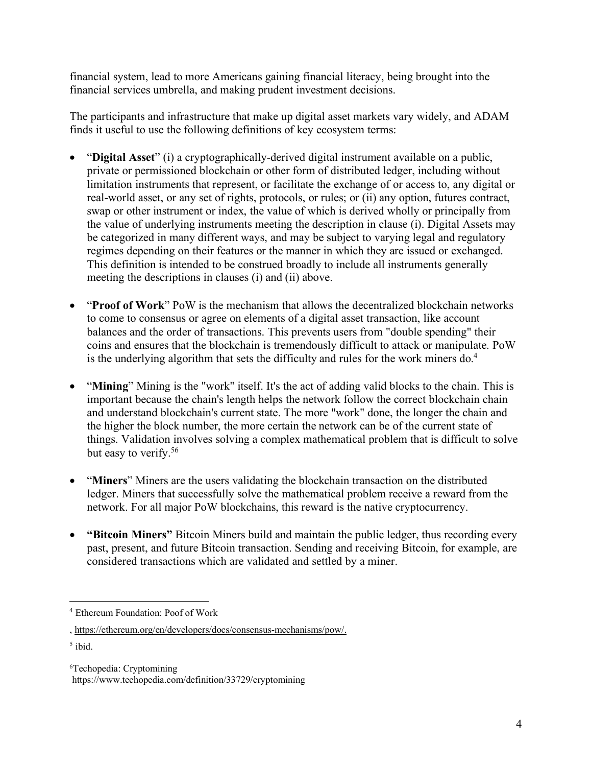financial system, lead to more Americans gaining financial literacy, being brought into the financial services umbrella, and making prudent investment decisions.

The participants and infrastructure that make up digital asset markets vary widely, and ADAM finds it useful to use the following definitions of key ecosystem terms:

- "**Digital Asset**" (i) a cryptographically-derived digital instrument available on a public, private or permissioned blockchain or other form of distributed ledger, including without limitation instruments that represent, or facilitate the exchange of or access to, any digital or real-world asset, or any set of rights, protocols, or rules; or (ii) any option, futures contract, swap or other instrument or index, the value of which is derived wholly or principally from the value of underlying instruments meeting the description in clause (i). Digital Assets may be categorized in many different ways, and may be subject to varying legal and regulatory regimes depending on their features or the manner in which they are issued or exchanged. This definition is intended to be construed broadly to include all instruments generally meeting the descriptions in clauses (i) and (ii) above.

- "**Proof of Work**" PoW is the mechanism that allows the decentralized blockchain networks to come to consensus or agree on elements of a digital asset transaction, like account balances and the order of transactions. This prevents users from "double spending" their coins and ensures that the blockchain is tremendously difficult to attack or manipulate. PoW is the underlying algorithm that sets the difficulty and rules for the work miners do.[4]

- "**Mining**" Mining is the "work" itself. It's the act of adding valid blocks to the chain. This is important because the chain's length helps the network follow the correct blockchain chain and understand blockchain's current state. The more "work" done, the longer the chain and the higher the block number, the more certain the network can be of the current state of things. Validation involves solving a complex mathematical problem that is difficult to solve but easy to verify.[5][6]

- "**Miners**" Miners are the users validating the blockchain transaction on the distributed ledger. Miners that successfully solve the mathematical problem receive a reward from the network. For all major PoW blockchains, this reward is the native cryptocurrency.

- **"Bitcoin Miners"** Bitcoin Miners build and maintain the public ledger, thus recording every past, present, and future Bitcoin transaction. Sending and receiving Bitcoin, for example, are considered transactions which are validated and settled by a miner.

---

[4] Ethereum Foundation: Poof of Work

, https://ethereum.org/en/developers/docs/consensus-mechanisms/pow/.

[5] ibid.

[6] Techopedia: Cryptomining
https://www.techopedia.com/definition/33729/cryptomining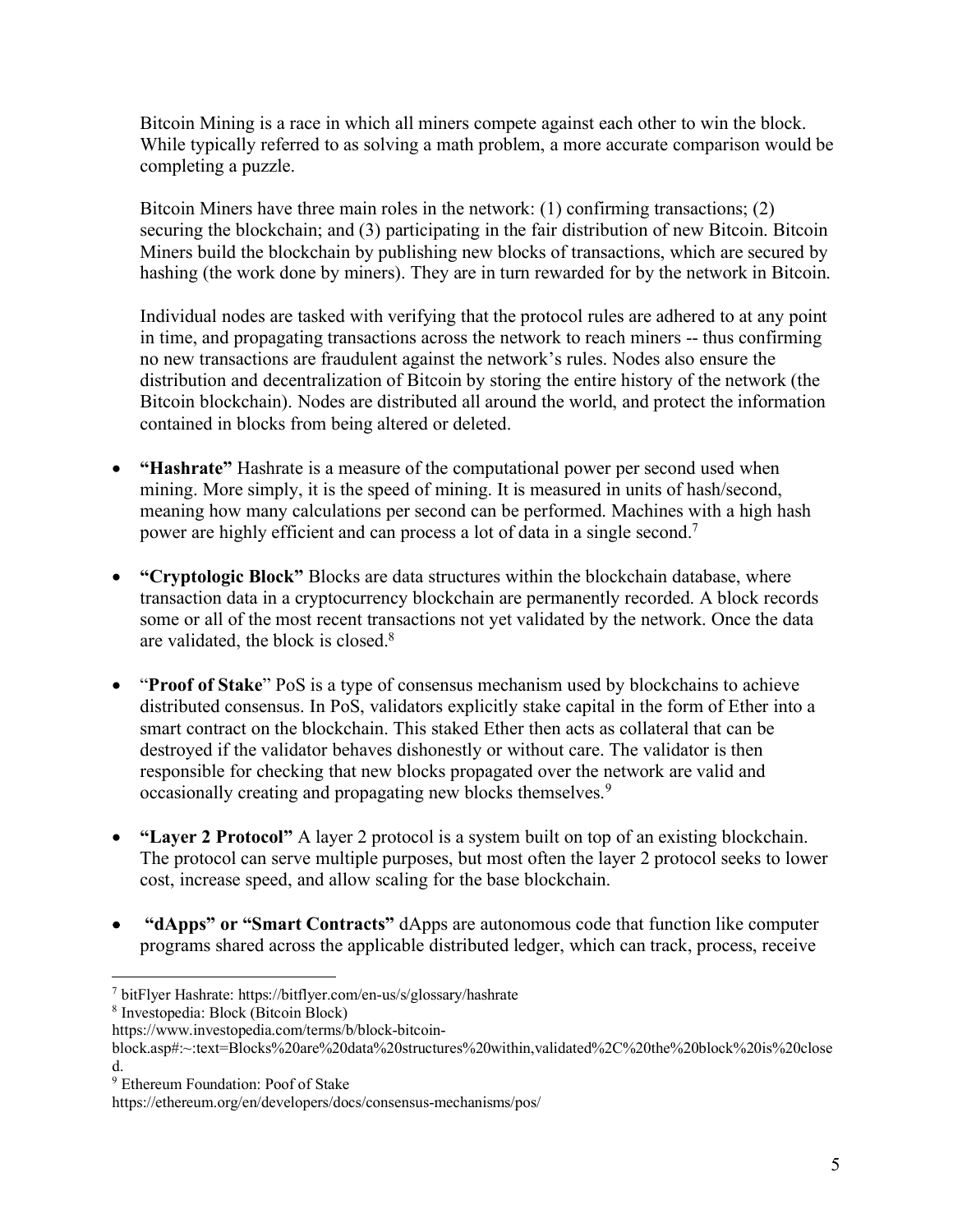Bitcoin Mining is a race in which all miners compete against each other to win the block. While typically referred to as solving a math problem, a more accurate comparison would be completing a puzzle.

Bitcoin Miners have three main roles in the network: (1) confirming transactions; (2) securing the blockchain; and (3) participating in the fair distribution of new Bitcoin. Bitcoin Miners build the blockchain by publishing new blocks of transactions, which are secured by hashing (the work done by miners). They are in turn rewarded for by the network in Bitcoin.

Individual nodes are tasked with verifying that the protocol rules are adhered to at any point in time, and propagating transactions across the network to reach miners -- thus confirming no new transactions are fraudulent against the network's rules. Nodes also ensure the distribution and decentralization of Bitcoin by storing the entire history of the network (the Bitcoin blockchain). Nodes are distributed all around the world, and protect the information contained in blocks from being altered or deleted.

- **"Hashrate"** Hashrate is a measure of the computational power per second used when mining. More simply, it is the speed of mining. It is measured in units of hash/second, meaning how many calculations per second can be performed. Machines with a high hash power are highly efficient and can process a lot of data in a single second.[7]

- **"Cryptologic Block"** Blocks are data structures within the blockchain database, where transaction data in a cryptocurrency blockchain are permanently recorded. A block records some or all of the most recent transactions not yet validated by the network. Once the data are validated, the block is closed.[8]

- "**Proof of Stake**" PoS is a type of consensus mechanism used by blockchains to achieve distributed consensus. In PoS, validators explicitly stake capital in the form of Ether into a smart contract on the blockchain. This staked Ether then acts as collateral that can be destroyed if the validator behaves dishonestly or without care. The validator is then responsible for checking that new blocks propagated over the network are valid and occasionally creating and propagating new blocks themselves.[9]

- **"Layer 2 Protocol"** A layer 2 protocol is a system built on top of an existing blockchain. The protocol can serve multiple purposes, but most often the layer 2 protocol seeks to lower cost, increase speed, and allow scaling for the base blockchain.

- **"dApps" or "Smart Contracts"** dApps are autonomous code that function like computer programs shared across the applicable distributed ledger, which can track, process, receive

---

[7] bitFlyer Hashrate: https://bitflyer.com/en-us/s/glossary/hashrate

[8] Investopedia: Block (Bitcoin Block) https://www.investopedia.com/terms/b/block-bitcoin-block.asp#:~:text=Blocks%20are%20data%20structures%20within,validated%2C%20the%20block%20is%20closed.

[9] Ethereum Foundation: Poof of Stake https://ethereum.org/en/developers/docs/consensus-mechanisms/pos/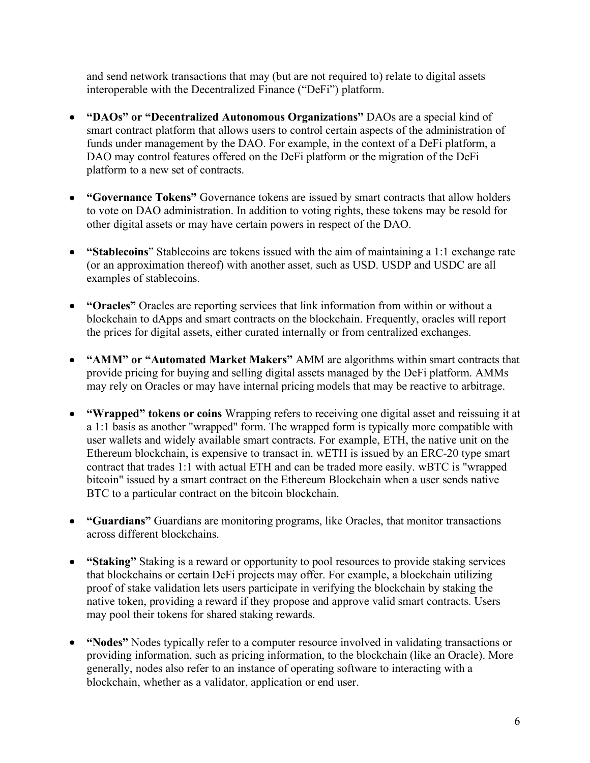and send network transactions that may (but are not required to) relate to digital assets interoperable with the Decentralized Finance ("DeFi") platform.

- **"DAOs" or "Decentralized Autonomous Organizations"** DAOs are a special kind of smart contract platform that allows users to control certain aspects of the administration of funds under management by the DAO. For example, in the context of a DeFi platform, a DAO may control features offered on the DeFi platform or the migration of the DeFi platform to a new set of contracts.

- **"Governance Tokens"** Governance tokens are issued by smart contracts that allow holders to vote on DAO administration. In addition to voting rights, these tokens may be resold for other digital assets or may have certain powers in respect of the DAO.

- **"Stablecoins"** Stablecoins are tokens issued with the aim of maintaining a 1:1 exchange rate (or an approximation thereof) with another asset, such as USD. USDP and USDC are all examples of stablecoins.

- **"Oracles"** Oracles are reporting services that link information from within or without a blockchain to dApps and smart contracts on the blockchain. Frequently, oracles will report the prices for digital assets, either curated internally or from centralized exchanges.

- **"AMM" or "Automated Market Makers"** AMM are algorithms within smart contracts that provide pricing for buying and selling digital assets managed by the DeFi platform. AMMs may rely on Oracles or may have internal pricing models that may be reactive to arbitrage.

- **"Wrapped" tokens or coins** Wrapping refers to receiving one digital asset and reissuing it at a 1:1 basis as another "wrapped" form. The wrapped form is typically more compatible with user wallets and widely available smart contracts. For example, ETH, the native unit on the Ethereum blockchain, is expensive to transact in. wETH is issued by an ERC-20 type smart contract that trades 1:1 with actual ETH and can be traded more easily. wBTC is "wrapped bitcoin" issued by a smart contract on the Ethereum Blockchain when a user sends native BTC to a particular contract on the bitcoin blockchain.

- **"Guardians"** Guardians are monitoring programs, like Oracles, that monitor transactions across different blockchains.

- **"Staking"** Staking is a reward or opportunity to pool resources to provide staking services that blockchains or certain DeFi projects may offer. For example, a blockchain utilizing proof of stake validation lets users participate in verifying the blockchain by staking the native token, providing a reward if they propose and approve valid smart contracts. Users may pool their tokens for shared staking rewards.

- **"Nodes"** Nodes typically refer to a computer resource involved in validating transactions or providing information, such as pricing information, to the blockchain (like an Oracle). More generally, nodes also refer to an instance of operating software to interacting with a blockchain, whether as a validator, application or end user.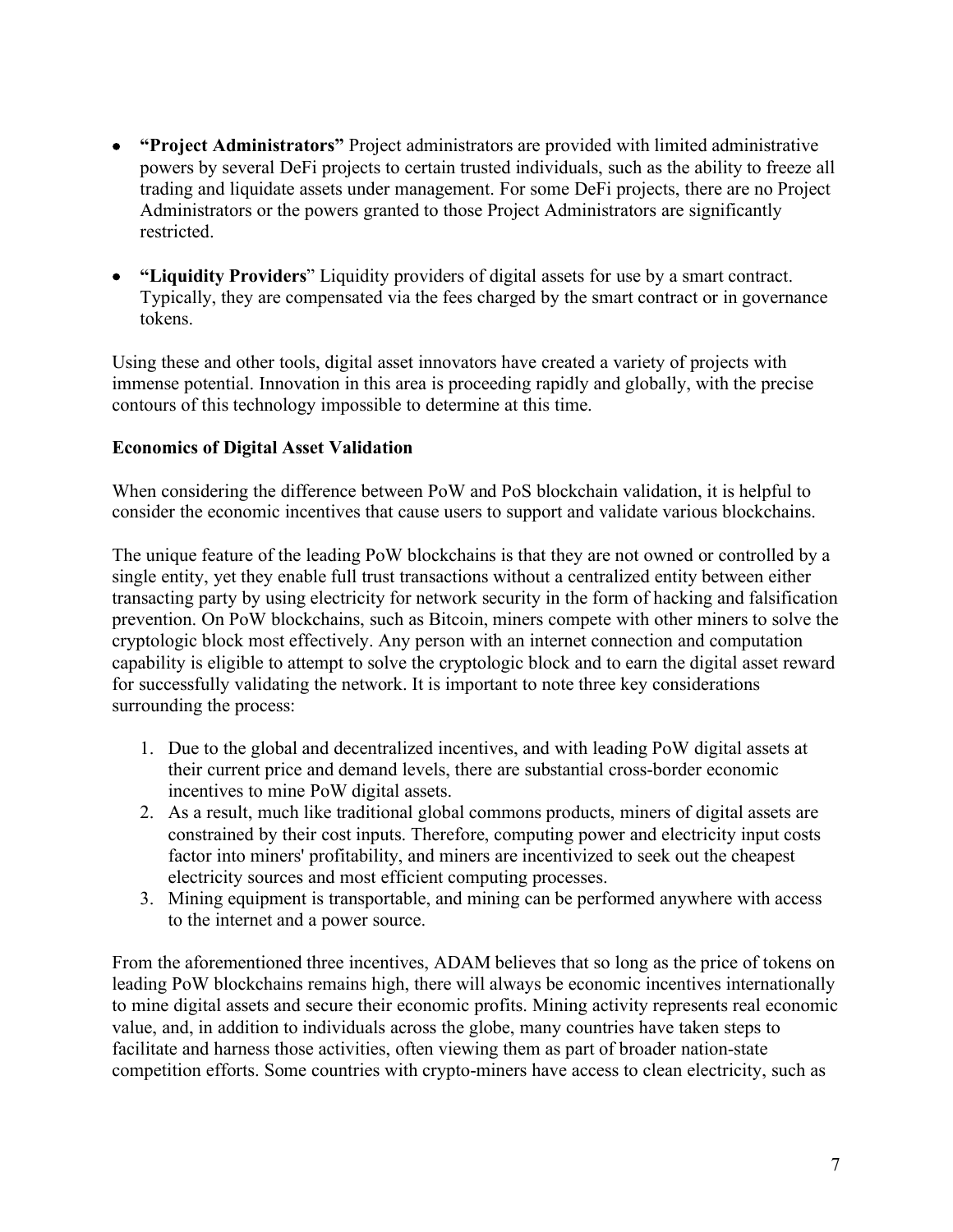- **"Project Administrators"** Project administrators are provided with limited administrative powers by several DeFi projects to certain trusted individuals, such as the ability to freeze all trading and liquidate assets under management. For some DeFi projects, there are no Project Administrators or the powers granted to those Project Administrators are significantly restricted.
- **"Liquidity Providers"** Liquidity providers of digital assets for use by a smart contract. Typically, they are compensated via the fees charged by the smart contract or in governance tokens.

Using these and other tools, digital asset innovators have created a variety of projects with immense potential. Innovation in this area is proceeding rapidly and globally, with the precise contours of this technology impossible to determine at this time.

**Economics of Digital Asset Validation**

When considering the difference between PoW and PoS blockchain validation, it is helpful to consider the economic incentives that cause users to support and validate various blockchains.

The unique feature of the leading PoW blockchains is that they are not owned or controlled by a single entity, yet they enable full trust transactions without a centralized entity between either transacting party by using electricity for network security in the form of hacking and falsification prevention. On PoW blockchains, such as Bitcoin, miners compete with other miners to solve the cryptologic block most effectively. Any person with an internet connection and computation capability is eligible to attempt to solve the cryptologic block and to earn the digital asset reward for successfully validating the network. It is important to note three key considerations surrounding the process:

1. Due to the global and decentralized incentives, and with leading PoW digital assets at their current price and demand levels, there are substantial cross-border economic incentives to mine PoW digital assets.
2. As a result, much like traditional global commons products, miners of digital assets are constrained by their cost inputs. Therefore, computing power and electricity input costs factor into miners' profitability, and miners are incentivized to seek out the cheapest electricity sources and most efficient computing processes.
3. Mining equipment is transportable, and mining can be performed anywhere with access to the internet and a power source.

From the aforementioned three incentives, ADAM believes that so long as the price of tokens on leading PoW blockchains remains high, there will always be economic incentives internationally to mine digital assets and secure their economic profits. Mining activity represents real economic value, and, in addition to individuals across the globe, many countries have taken steps to facilitate and harness those activities, often viewing them as part of broader nation-state competition efforts. Some countries with crypto-miners have access to clean electricity, such as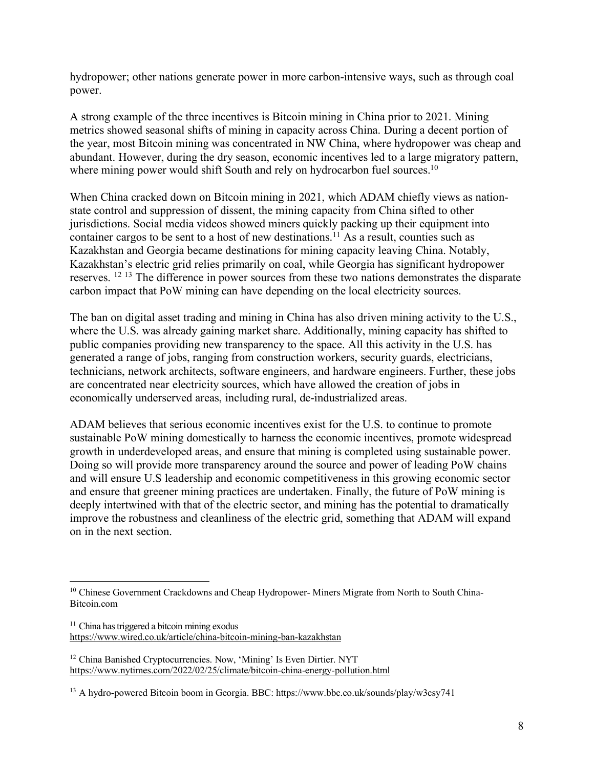hydropower; other nations generate power in more carbon-intensive ways, such as through coal power.

A strong example of the three incentives is Bitcoin mining in China prior to 2021. Mining metrics showed seasonal shifts of mining in capacity across China. During a decent portion of the year, most Bitcoin mining was concentrated in NW China, where hydropower was cheap and abundant. However, during the dry season, economic incentives led to a large migratory pattern, where mining power would shift South and rely on hydrocarbon fuel sources.[10]

When China cracked down on Bitcoin mining in 2021, which ADAM chiefly views as nation-state control and suppression of dissent, the mining capacity from China sifted to other jurisdictions. Social media videos showed miners quickly packing up their equipment into container cargos to be sent to a host of new destinations.[11] As a result, counties such as Kazakhstan and Georgia became destinations for mining capacity leaving China. Notably, Kazakhstan's electric grid relies primarily on coal, while Georgia has significant hydropower reserves. [12] [13] The difference in power sources from these two nations demonstrates the disparate carbon impact that PoW mining can have depending on the local electricity sources.

The ban on digital asset trading and mining in China has also driven mining activity to the U.S., where the U.S. was already gaining market share. Additionally, mining capacity has shifted to public companies providing new transparency to the space. All this activity in the U.S. has generated a range of jobs, ranging from construction workers, security guards, electricians, technicians, network architects, software engineers, and hardware engineers. Further, these jobs are concentrated near electricity sources, which have allowed the creation of jobs in economically underserved areas, including rural, de-industrialized areas.

ADAM believes that serious economic incentives exist for the U.S. to continue to promote sustainable PoW mining domestically to harness the economic incentives, promote widespread growth in underdeveloped areas, and ensure that mining is completed using sustainable power. Doing so will provide more transparency around the source and power of leading PoW chains and will ensure U.S leadership and economic competitiveness in this growing economic sector and ensure that greener mining practices are undertaken. Finally, the future of PoW mining is deeply intertwined with that of the electric sector, and mining has the potential to dramatically improve the robustness and cleanliness of the electric grid, something that ADAM will expand on in the next section.

---

[10] Chinese Government Crackdowns and Cheap Hydropower- Miners Migrate from North to South China- Bitcoin.com

[11] China has triggered a bitcoin mining exodus https://www.wired.co.uk/article/china-bitcoin-mining-ban-kazakhstan

[12] China Banished Cryptocurrencies. Now, 'Mining' Is Even Dirtier. NYT https://www.nytimes.com/2022/02/25/climate/bitcoin-china-energy-pollution.html

[13] A hydro-powered Bitcoin boom in Georgia. BBC: https://www.bbc.co.uk/sounds/play/w3csy741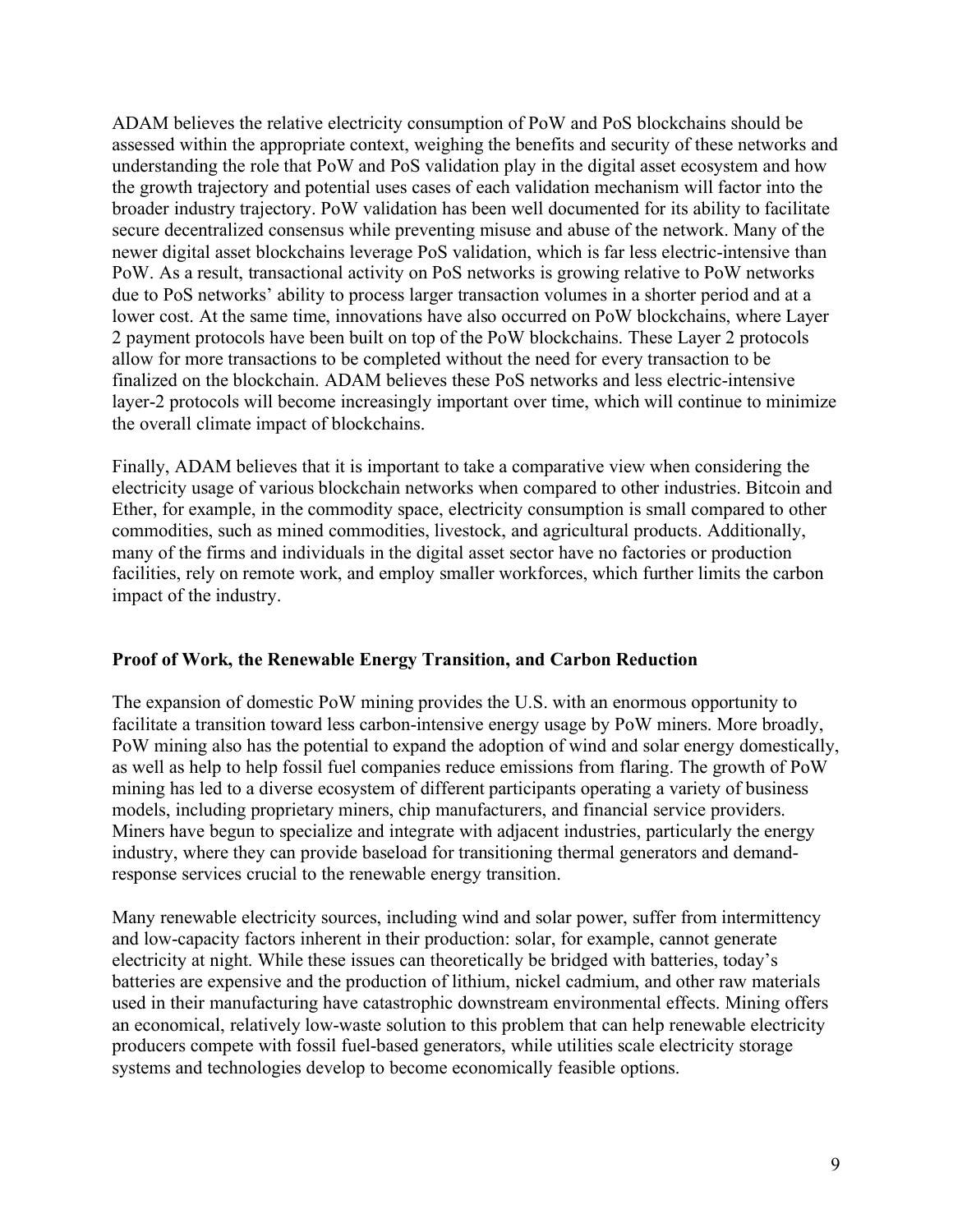ADAM believes the relative electricity consumption of PoW and PoS blockchains should be assessed within the appropriate context, weighing the benefits and security of these networks and understanding the role that PoW and PoS validation play in the digital asset ecosystem and how the growth trajectory and potential uses cases of each validation mechanism will factor into the broader industry trajectory. PoW validation has been well documented for its ability to facilitate secure decentralized consensus while preventing misuse and abuse of the network. Many of the newer digital asset blockchains leverage PoS validation, which is far less electric-intensive than PoW. As a result, transactional activity on PoS networks is growing relative to PoW networks due to PoS networks' ability to process larger transaction volumes in a shorter period and at a lower cost. At the same time, innovations have also occurred on PoW blockchains, where Layer 2 payment protocols have been built on top of the PoW blockchains. These Layer 2 protocols allow for more transactions to be completed without the need for every transaction to be finalized on the blockchain. ADAM believes these PoS networks and less electric-intensive layer-2 protocols will become increasingly important over time, which will continue to minimize the overall climate impact of blockchains.

Finally, ADAM believes that it is important to take a comparative view when considering the electricity usage of various blockchain networks when compared to other industries. Bitcoin and Ether, for example, in the commodity space, electricity consumption is small compared to other commodities, such as mined commodities, livestock, and agricultural products. Additionally, many of the firms and individuals in the digital asset sector have no factories or production facilities, rely on remote work, and employ smaller workforces, which further limits the carbon impact of the industry.

## Proof of Work, the Renewable Energy Transition, and Carbon Reduction

The expansion of domestic PoW mining provides the U.S. with an enormous opportunity to facilitate a transition toward less carbon-intensive energy usage by PoW miners. More broadly, PoW mining also has the potential to expand the adoption of wind and solar energy domestically, as well as help to help fossil fuel companies reduce emissions from flaring. The growth of PoW mining has led to a diverse ecosystem of different participants operating a variety of business models, including proprietary miners, chip manufacturers, and financial service providers. Miners have begun to specialize and integrate with adjacent industries, particularly the energy industry, where they can provide baseload for transitioning thermal generators and demand-response services crucial to the renewable energy transition.

Many renewable electricity sources, including wind and solar power, suffer from intermittency and low-capacity factors inherent in their production: solar, for example, cannot generate electricity at night. While these issues can theoretically be bridged with batteries, today's batteries are expensive and the production of lithium, nickel cadmium, and other raw materials used in their manufacturing have catastrophic downstream environmental effects. Mining offers an economical, relatively low-waste solution to this problem that can help renewable electricity producers compete with fossil fuel-based generators, while utilities scale electricity storage systems and technologies develop to become economically feasible options.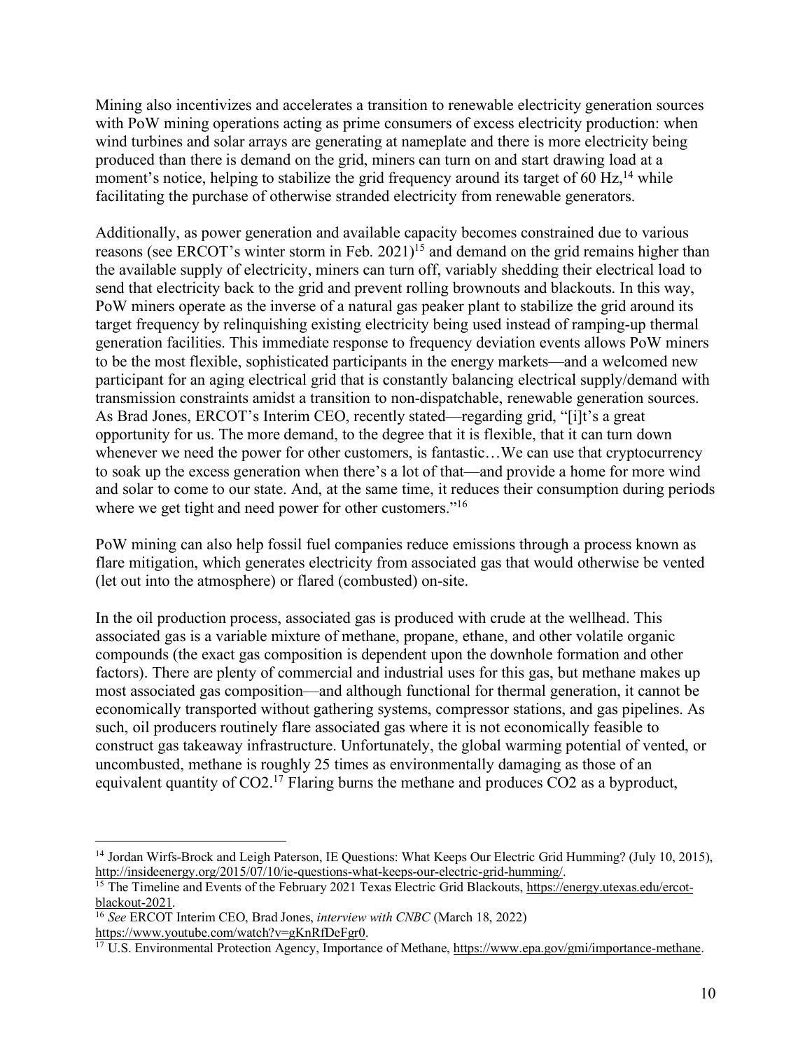Mining also incentivizes and accelerates a transition to renewable electricity generation sources with PoW mining operations acting as prime consumers of excess electricity production: when wind turbines and solar arrays are generating at nameplate and there is more electricity being produced than there is demand on the grid, miners can turn on and start drawing load at a moment's notice, helping to stabilize the grid frequency around its target of 60 Hz,[14] while facilitating the purchase of otherwise stranded electricity from renewable generators.

Additionally, as power generation and available capacity becomes constrained due to various reasons (see ERCOT's winter storm in Feb. 2021)[15] and demand on the grid remains higher than the available supply of electricity, miners can turn off, variably shedding their electrical load to send that electricity back to the grid and prevent rolling brownouts and blackouts. In this way, PoW miners operate as the inverse of a natural gas peaker plant to stabilize the grid around its target frequency by relinquishing existing electricity being used instead of ramping-up thermal generation facilities. This immediate response to frequency deviation events allows PoW miners to be the most flexible, sophisticated participants in the energy markets—and a welcomed new participant for an aging electrical grid that is constantly balancing electrical supply/demand with transmission constraints amidst a transition to non-dispatchable, renewable generation sources. As Brad Jones, ERCOT's Interim CEO, recently stated—regarding grid, "[i]t's a great opportunity for us. The more demand, to the degree that it is flexible, that it can turn down whenever we need the power for other customers, is fantastic…We can use that cryptocurrency to soak up the excess generation when there's a lot of that—and provide a home for more wind and solar to come to our state. And, at the same time, it reduces their consumption during periods where we get tight and need power for other customers."[16]

PoW mining can also help fossil fuel companies reduce emissions through a process known as flare mitigation, which generates electricity from associated gas that would otherwise be vented (let out into the atmosphere) or flared (combusted) on-site.

In the oil production process, associated gas is produced with crude at the wellhead. This associated gas is a variable mixture of methane, propane, ethane, and other volatile organic compounds (the exact gas composition is dependent upon the downhole formation and other factors). There are plenty of commercial and industrial uses for this gas, but methane makes up most associated gas composition—and although functional for thermal generation, it cannot be economically transported without gathering systems, compressor stations, and gas pipelines. As such, oil producers routinely flare associated gas where it is not economically feasible to construct gas takeaway infrastructure. Unfortunately, the global warming potential of vented, or uncombusted, methane is roughly 25 times as environmentally damaging as those of an equivalent quantity of $CO_2$.[17] Flaring burns the methane and produces $CO_2$ as a byproduct,

---

[14] Jordan Wirfs-Brock and Leigh Paterson, IE Questions: What Keeps Our Electric Grid Humming? (July 10, 2015), http://insideenergy.org/2015/07/10/ie-questions-what-keeps-our-electric-grid-humming/.

[15] The Timeline and Events of the February 2021 Texas Electric Grid Blackouts, https://energy.utexas.edu/ercot-blackout-2021.

[16] *See* ERCOT Interim CEO, Brad Jones, *interview with CNBC* (March 18, 2022) https://www.youtube.com/watch?v=gKnRfDeFgr0.

[17] U.S. Environmental Protection Agency, Importance of Methane, https://www.epa.gov/gmi/importance-methane.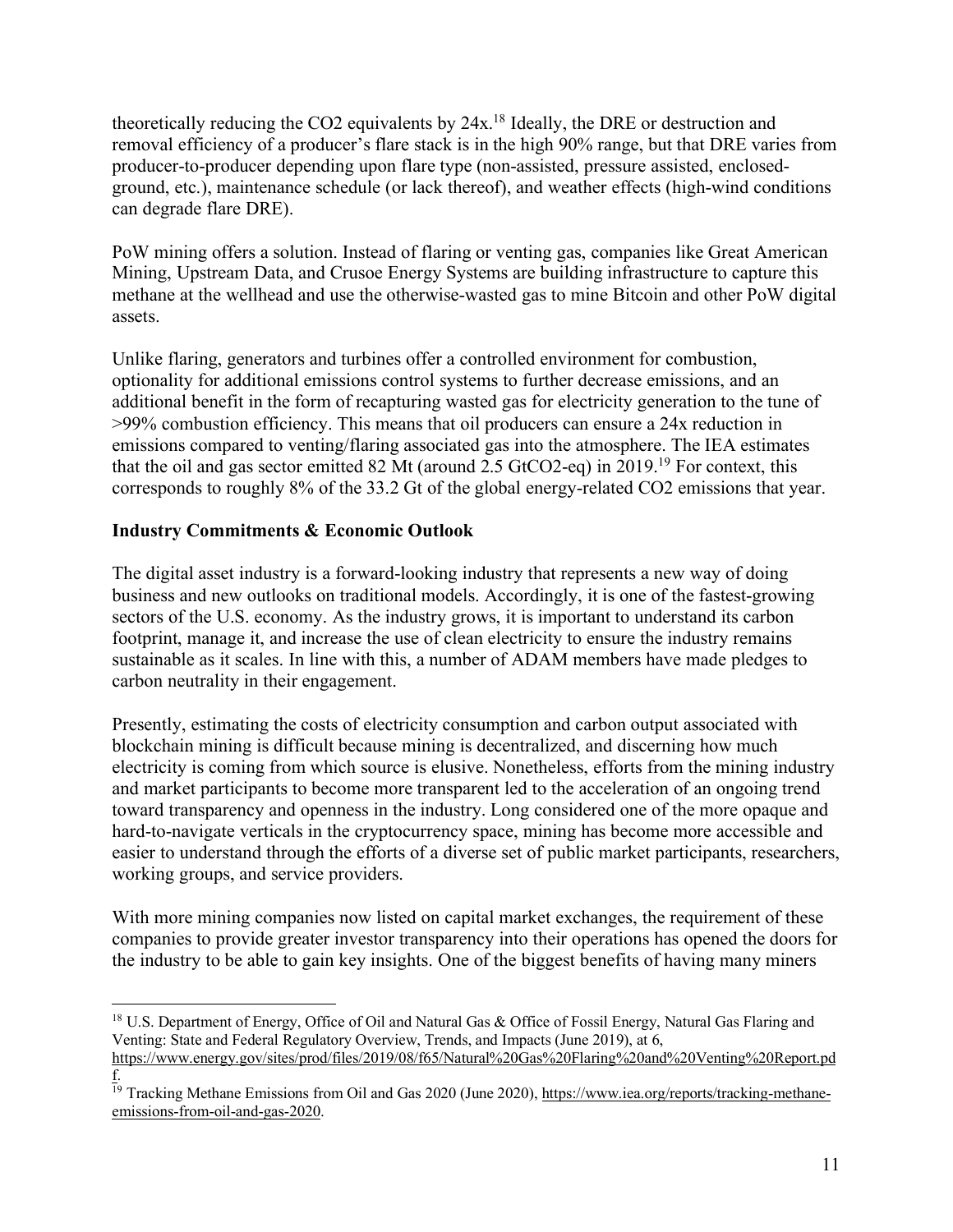theoretically reducing the $CO_2$ equivalents by 24x.[18] Ideally, the DRE or destruction and removal efficiency of a producer's flare stack is in the high 90% range, but that DRE varies from producer-to-producer depending upon flare type (non-assisted, pressure assisted, enclosed-ground, etc.), maintenance schedule (or lack thereof), and weather effects (high-wind conditions can degrade flare DRE).

PoW mining offers a solution. Instead of flaring or venting gas, companies like Great American Mining, Upstream Data, and Crusoe Energy Systems are building infrastructure to capture this methane at the wellhead and use the otherwise-wasted gas to mine Bitcoin and other PoW digital assets.

Unlike flaring, generators and turbines offer a controlled environment for combustion, optionality for additional emissions control systems to further decrease emissions, and an additional benefit in the form of recapturing wasted gas for electricity generation to the tune of >99% combustion efficiency. This means that oil producers can ensure a 24x reduction in emissions compared to venting/flaring associated gas into the atmosphere. The IEA estimates that the oil and gas sector emitted 82 Mt (around 2.5 $GtCO_2$-eq) in 2019.[19] For context, this corresponds to roughly 8% of the 33.2 Gt of the global energy-related $CO_2$ emissions that year.

**Industry Commitments & Economic Outlook**

The digital asset industry is a forward-looking industry that represents a new way of doing business and new outlooks on traditional models. Accordingly, it is one of the fastest-growing sectors of the U.S. economy. As the industry grows, it is important to understand its carbon footprint, manage it, and increase the use of clean electricity to ensure the industry remains sustainable as it scales. In line with this, a number of ADAM members have made pledges to carbon neutrality in their engagement.

Presently, estimating the costs of electricity consumption and carbon output associated with blockchain mining is difficult because mining is decentralized, and discerning how much electricity is coming from which source is elusive. Nonetheless, efforts from the mining industry and market participants to become more transparent led to the acceleration of an ongoing trend toward transparency and openness in the industry. Long considered one of the more opaque and hard-to-navigate verticals in the cryptocurrency space, mining has become more accessible and easier to understand through the efforts of a diverse set of public market participants, researchers, working groups, and service providers.

With more mining companies now listed on capital market exchanges, the requirement of these companies to provide greater investor transparency into their operations has opened the doors for the industry to be able to gain key insights. One of the biggest benefits of having many miners

---

[18] U.S. Department of Energy, Office of Oil and Natural Gas & Office of Fossil Energy, Natural Gas Flaring and Venting: State and Federal Regulatory Overview, Trends, and Impacts (June 2019), at 6, https://www.energy.gov/sites/prod/files/2019/08/f65/Natural%20Gas%20Flaring%20and%20Venting%20Report.pdf.

[19] Tracking Methane Emissions from Oil and Gas 2020 (June 2020), https://www.iea.org/reports/tracking-methane-emissions-from-oil-and-gas-2020.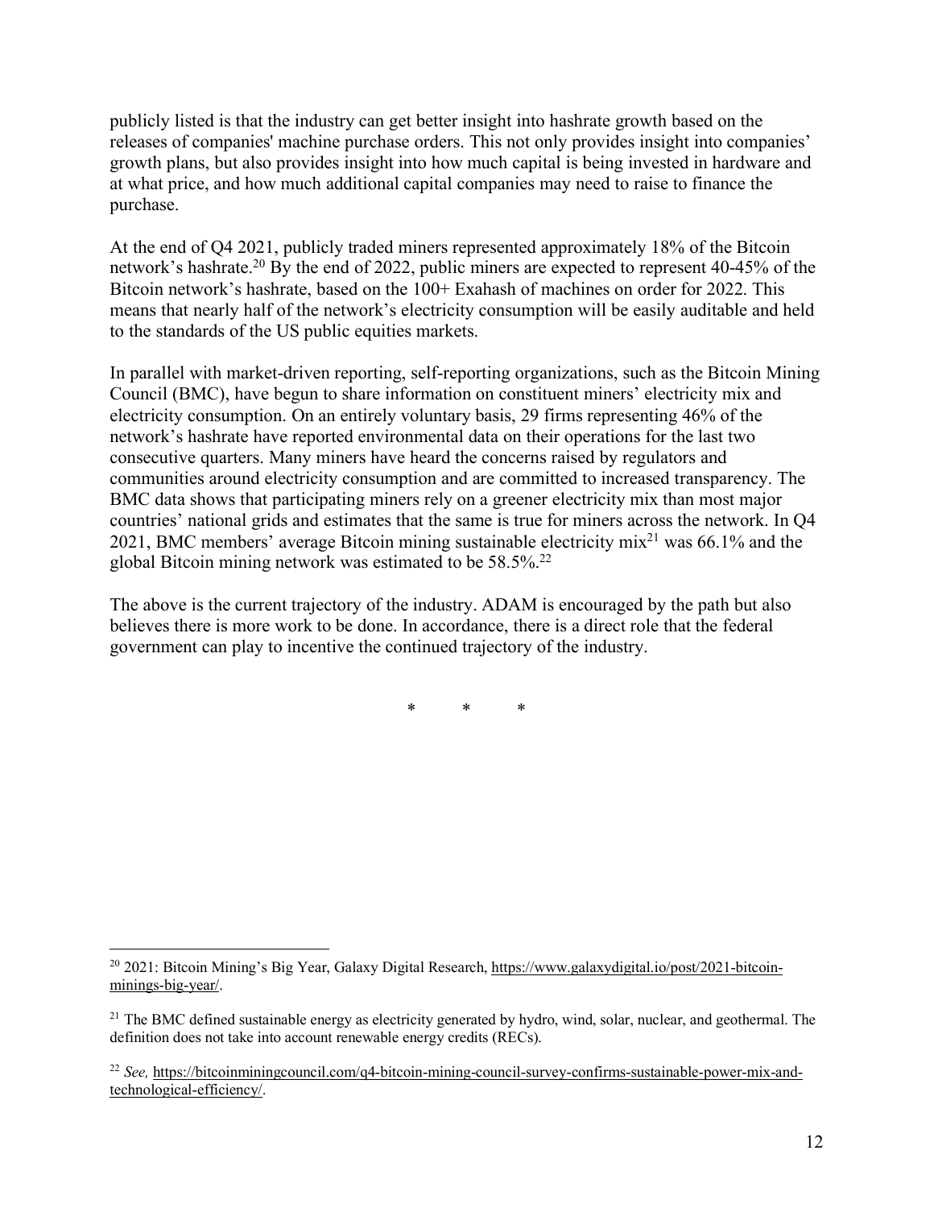publicly listed is that the industry can get better insight into hashrate growth based on the releases of companies' machine purchase orders. This not only provides insight into companies' growth plans, but also provides insight into how much capital is being invested in hardware and at what price, and how much additional capital companies may need to raise to finance the purchase.

At the end of Q4 2021, publicly traded miners represented approximately 18% of the Bitcoin network's hashrate.[20] By the end of 2022, public miners are expected to represent 40-45% of the Bitcoin network's hashrate, based on the 100+ Exahash of machines on order for 2022. This means that nearly half of the network's electricity consumption will be easily auditable and held to the standards of the US public equities markets.

In parallel with market-driven reporting, self-reporting organizations, such as the Bitcoin Mining Council (BMC), have begun to share information on constituent miners' electricity mix and electricity consumption. On an entirely voluntary basis, 29 firms representing 46% of the network's hashrate have reported environmental data on their operations for the last two consecutive quarters. Many miners have heard the concerns raised by regulators and communities around electricity consumption and are committed to increased transparency. The BMC data shows that participating miners rely on a greener electricity mix than most major countries' national grids and estimates that the same is true for miners across the network. In Q4 2021, BMC members' average Bitcoin mining sustainable electricity mix[21] was 66.1% and the global Bitcoin mining network was estimated to be 58.5%.[22]

The above is the current trajectory of the industry. ADAM is encouraged by the path but also believes there is more work to be done. In accordance, there is a direct role that the federal government can play to incentive the continued trajectory of the industry.

\* \* \*

---

[20] 2021: Bitcoin Mining's Big Year, Galaxy Digital Research, https://www.galaxydigital.io/post/2021-bitcoin-minings-big-year/.

[21] The BMC defined sustainable energy as electricity generated by hydro, wind, solar, nuclear, and geothermal. The definition does not take into account renewable energy credits (RECs).

[22] *See,* https://bitcoinminingcouncil.com/q4-bitcoin-mining-council-survey-confirms-sustainable-power-mix-and-technological-efficiency/.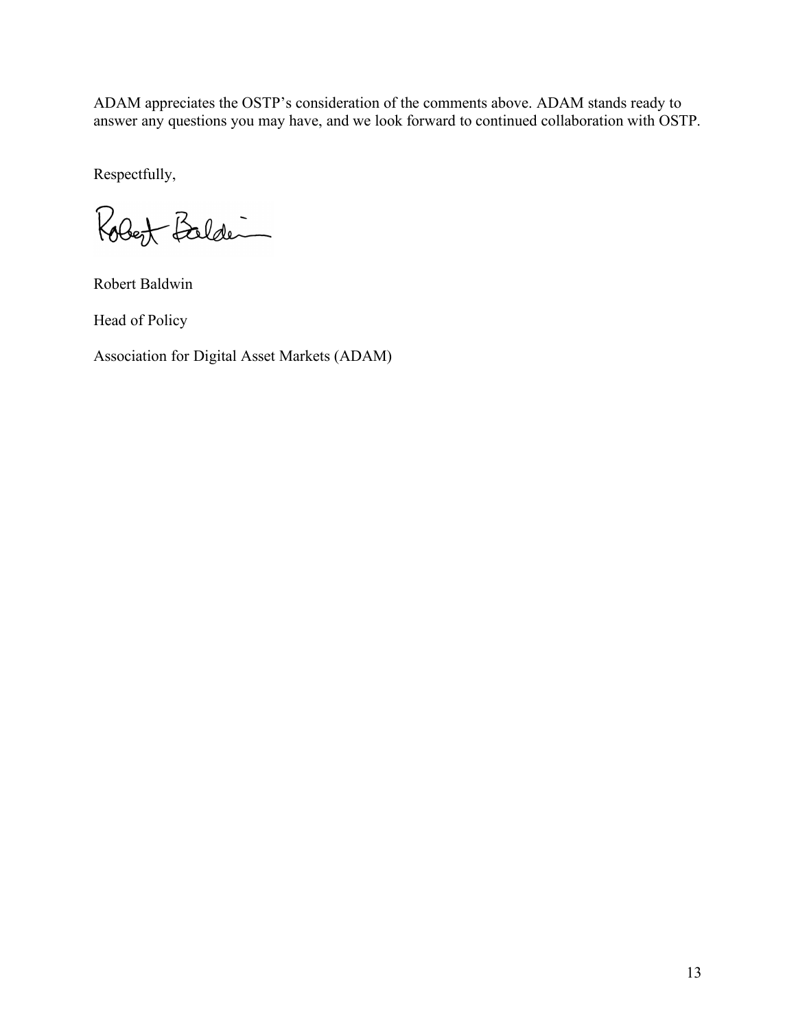ADAM appreciates the OSTP's consideration of the comments above. ADAM stands ready to answer any questions you may have, and we look forward to continued collaboration with OSTP.

Respectfully,

Robert Baldwin

Head of Policy

Association for Digital Asset Markets (ADAM)